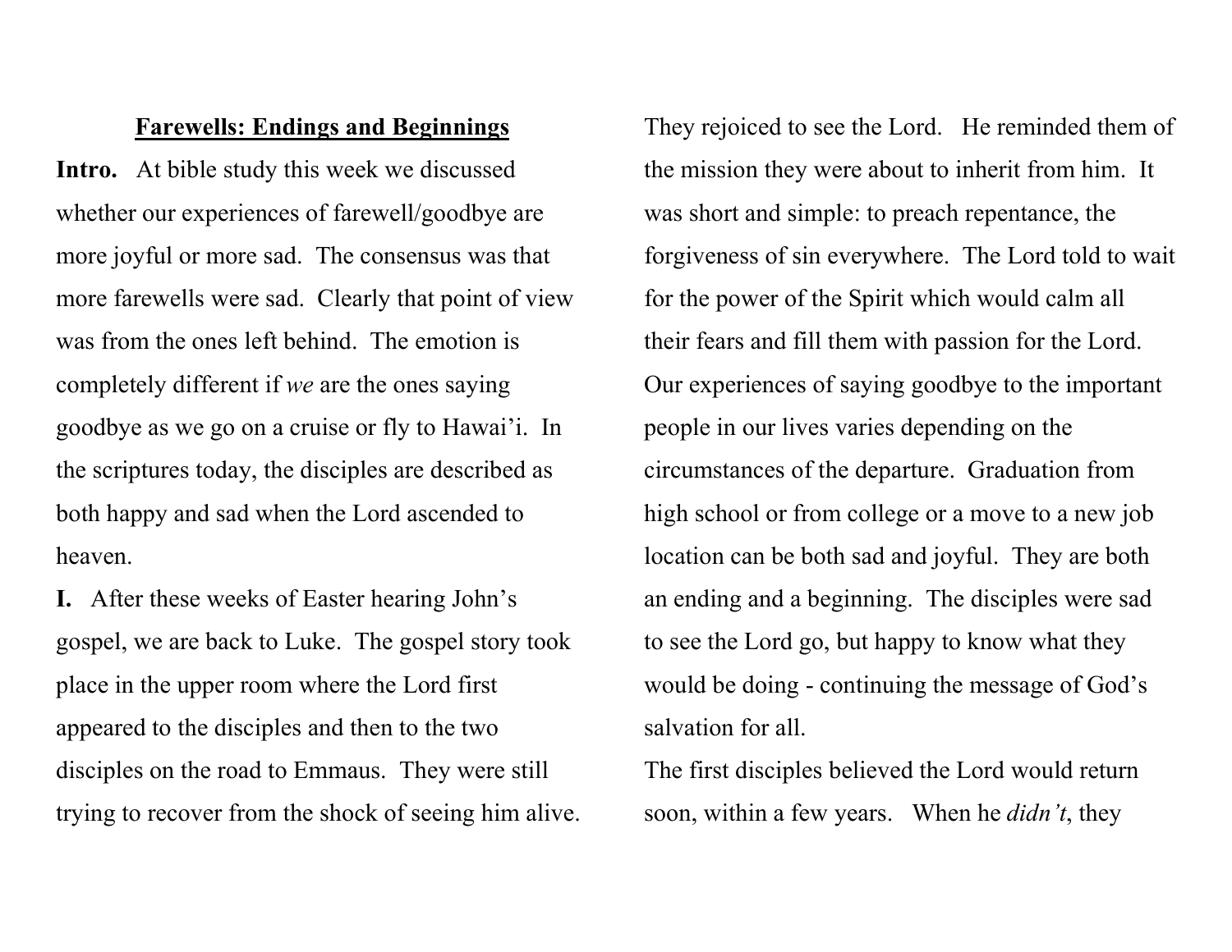**<u>Farewells: Endings and Beginnings</u>**

**Intro.** At bible study this week we discussed whether our experiences of farewell/goodbye are more joyful or more sad. The consensus was that more farewells were sad. Clearly that point of view was from the ones left behind. The emotion is completely different if *we* are the ones saying goodbye as we go on a cruise or fly to Hawai'i. In the scriptures today, the disciples are described as both happy and sad when the Lord ascended to heaven.

**I.** After these weeks of Easter hearing John's gospel, we are back to Luke. The gospel story took place in the upper room where the Lord first appeared to the disciples and then to the two disciples on the road to Emmaus. They were still trying to recover from the shock of seeing him alive. They rejoiced to see the Lord. He reminded them of the mission they were about to inherit from him. It was short and simple: to preach repentance, the forgiveness of sin everywhere. The Lord told to wait for the power of the Spirit which would calm all their fears and fill them with passion for the Lord. Our experiences of saying goodbye to the important people in our lives varies depending on the circumstances of the departure. Graduation from high school or from college or a move to a new job location can be both sad and joyful. They are both an ending and a beginning. The disciples were sad to see the Lord go, but happy to know what they would be doing - continuing the message of God's salvation for all.

The first disciples believed the Lord would return soon, within a few years. When he *didn't*, they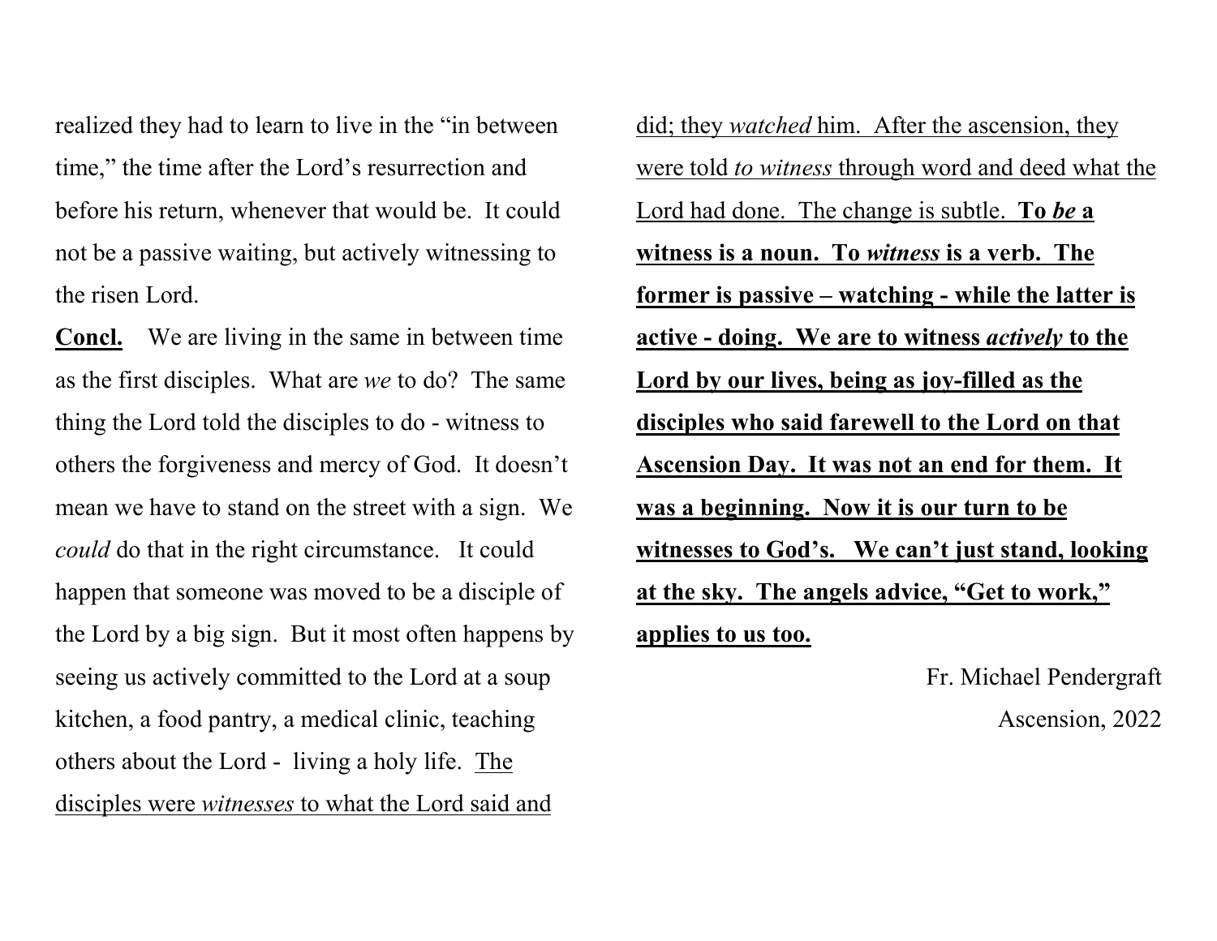realized they had to learn to live in the "in between time," the time after the Lord's resurrection and before his return, whenever that would be. It could not be a passive waiting, but actively witnessing to the risen Lord.

<u>**Concl.**</u> We are living in the same in between time as the first disciples. What are *we* to do? The same thing the Lord told the disciples to do - witness to others the forgiveness and mercy of God. It doesn't mean we have to stand on the street with a sign. We *could* do that in the right circumstance. It could happen that someone was moved to be a disciple of the Lord by a big sign. But it most often happens by seeing us actively committed to the Lord at a soup kitchen, a food pantry, a medical clinic, teaching others about the Lord - living a holy life. <u>The disciples were *witnesses* to what the Lord said and did; they *watched* him. After the ascension, they were told *to witness* through word and deed what the Lord had done. The change is subtle.</u> <u>**To *be* a witness is a noun. To *witness* is a verb. The former is passive – watching - while the latter is active - doing. We are to witness *actively* to the Lord by our lives, being as joy-filled as the disciples who said farewell to the Lord on that Ascension Day. It was not an end for them. It was a beginning. Now it is our turn to be witnesses to God's. We can't just stand, looking at the sky. The angels advice, "Get to work," applies to us too.**</u>

Fr. Michael Pendergraft

Ascension, 2022